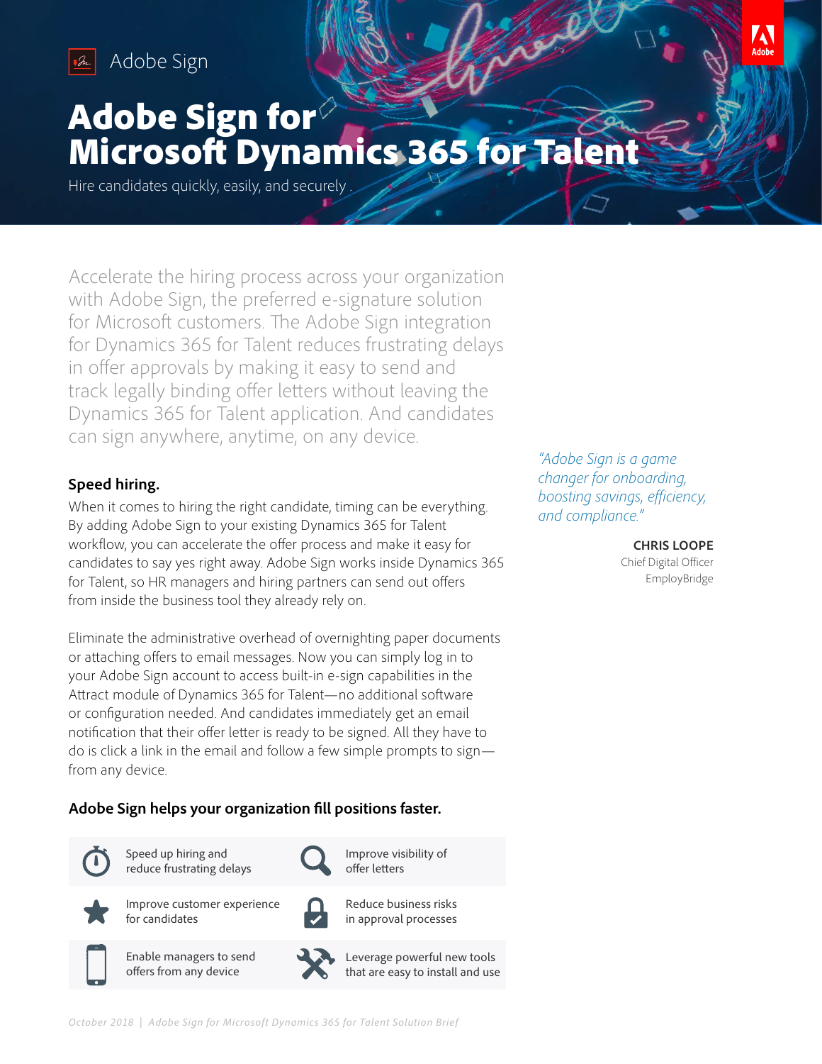Adobe Sign

# Adobe Sign for Microsoft Dynamics 365 for Talent

Hire candidates quickly, easily, and securely .

Accelerate the hiring process across your organization with Adobe Sign, the preferred e-signature solution for Microsoft customers. The Adobe Sign integration for Dynamics 365 for Talent reduces frustrating delays in offer approvals by making it easy to send and track legally binding offer letters without leaving the Dynamics 365 for Talent application. And candidates can sign anywhere, anytime, on any device.

*"Adobe Sign is a game changer for onboarding, boosting savings, efficiency, and compliance."*

**CHRIS LOOPE**
Chief Digital Officer
EmployBridge

## Speed hiring.

When it comes to hiring the right candidate, timing can be everything. By adding Adobe Sign to your existing Dynamics 365 for Talent workflow, you can accelerate the offer process and make it easy for candidates to say yes right away. Adobe Sign works inside Dynamics 365 for Talent, so HR managers and hiring partners can send out offers from inside the business tool they already rely on.

Eliminate the administrative overhead of overnighting paper documents or attaching offers to email messages. Now you can simply log in to your Adobe Sign account to access built-in e-sign capabilities in the Attract module of Dynamics 365 for Talent—no additional software or configuration needed. And candidates immediately get an email notification that their offer letter is ready to be signed. All they have to do is click a link in the email and follow a few simple prompts to sign—from any device.

## Adobe Sign helps your organization fill positions faster.

- Speed up hiring and reduce frustrating delays
- Improve visibility of offer letters
- Improve customer experience for candidates
- Reduce business risks in approval processes
- Enable managers to send offers from any device
- Leverage powerful new tools that are easy to install and use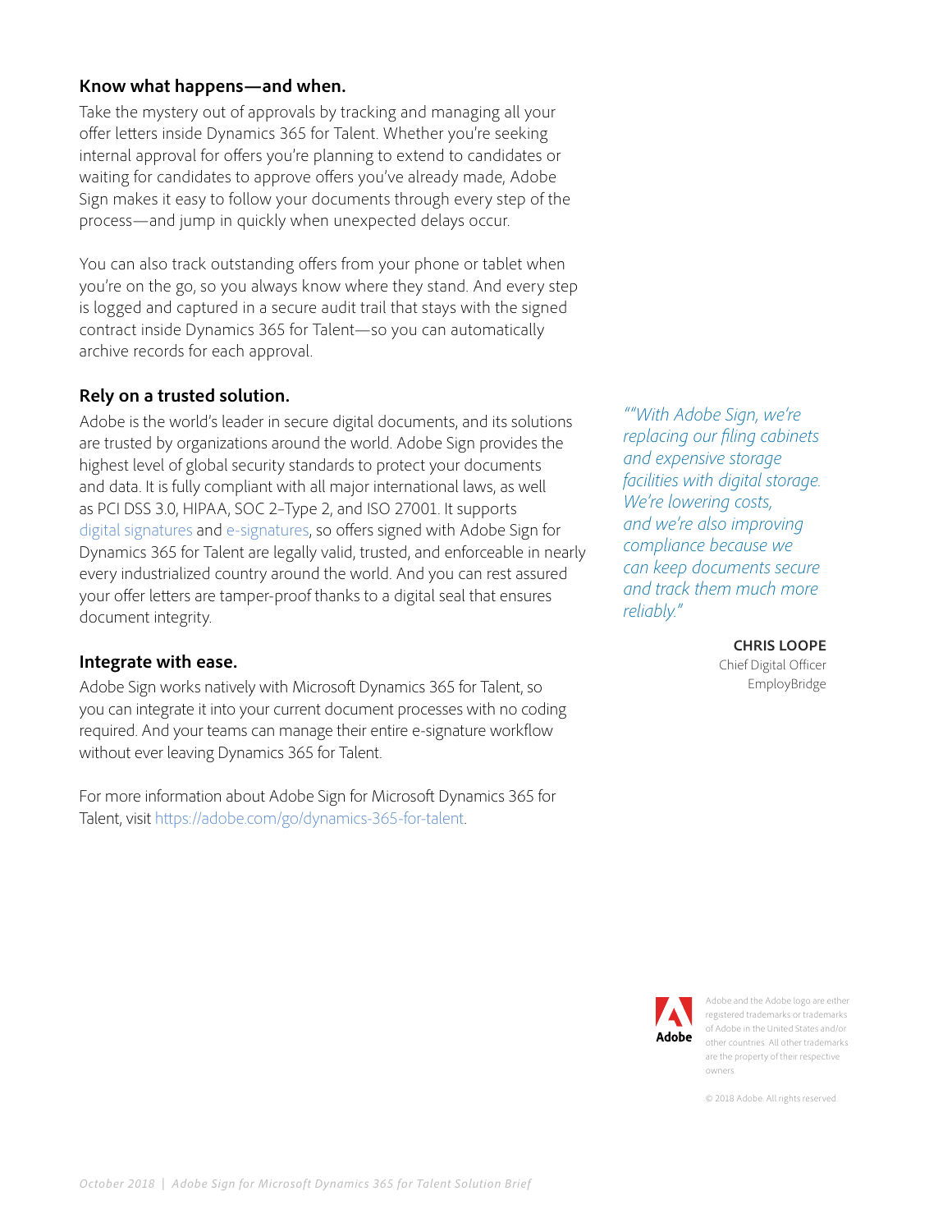## Know what happens—and when.

Take the mystery out of approvals by tracking and managing all your offer letters inside Dynamics 365 for Talent. Whether you're seeking internal approval for offers you're planning to extend to candidates or waiting for candidates to approve offers you've already made, Adobe Sign makes it easy to follow your documents through every step of the process—and jump in quickly when unexpected delays occur.

You can also track outstanding offers from your phone or tablet when you're on the go, so you always know where they stand. And every step is logged and captured in a secure audit trail that stays with the signed contract inside Dynamics 365 for Talent—so you can automatically archive records for each approval.

## Rely on a trusted solution.

Adobe is the world's leader in secure digital documents, and its solutions are trusted by organizations around the world. Adobe Sign provides the highest level of global security standards to protect your documents and data. It is fully compliant with all major international laws, as well as PCI DSS 3.0, HIPAA, SOC 2–Type 2, and ISO 27001. It supports digital signatures and e-signatures, so offers signed with Adobe Sign for Dynamics 365 for Talent are legally valid, trusted, and enforceable in nearly every industrialized country around the world. And you can rest assured your offer letters are tamper-proof thanks to a digital seal that ensures document integrity.

*""With Adobe Sign, we're replacing our filing cabinets and expensive storage facilities with digital storage. We're lowering costs, and we're also improving compliance because we can keep documents secure and track them much more reliably."*

**CHRIS LOOPE**
Chief Digital Officer
EmployBridge

## Integrate with ease.

Adobe Sign works natively with Microsoft Dynamics 365 for Talent, so you can integrate it into your current document processes with no coding required. And your teams can manage their entire e-signature workflow without ever leaving Dynamics 365 for Talent.

For more information about Adobe Sign for Microsoft Dynamics 365 for Talent, visit https://adobe.com/go/dynamics-365-for-talent.

Adobe

Adobe and the Adobe logo are either registered trademarks or trademarks of Adobe in the United States and/or other countries. All other trademarks are the property of their respective owners.

© 2018 Adobe. All rights reserved.